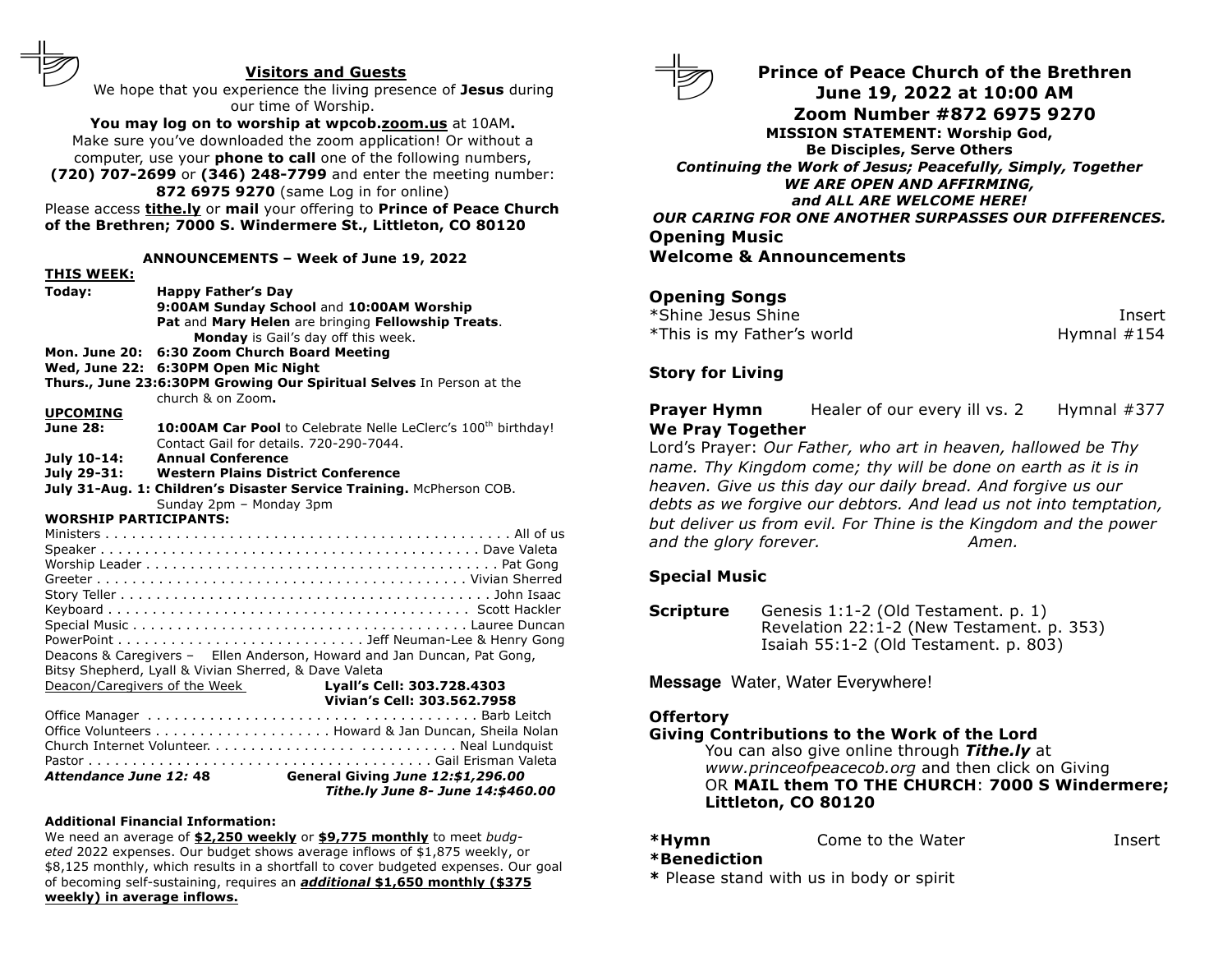## Visitors and Guests

We hope that you experience the living presence of **Jesus** during our time of Worship.

**You may log on to worship at wpcob.zoom.us** at 10AM**.** Make sure you've downloaded the zoom application! Or without a computer, use your **phone to call** one of the following numbers, **(720) 707-2699** or **(346) 248-7799** and enter the meeting number: **872 6975 9270** (same Log in for online)

Please access **tithe.ly** or **mail** your offering to **Prince of Peace Church of the Brethren; 7000 S. Windermere St., Littleton, CO 80120**

### ANNOUNCEMENTS – Week of June 19, 2022

**THIS WEEK:**

**Today:** **Happy Father's Day**
**9:00AM Sunday School** and **10:00AM Worship**
**Pat** and **Mary Helen** are bringing **Fellowship Treats**.
**Monday** is Gail's day off this week.

**Mon. June 20:** **6:30 Zoom Church Board Meeting**

**Wed, June 22:** **6:30PM Open Mic Night**

**Thurs., June 23:** **6:30PM Growing Our Spiritual Selves** In Person at the church & on Zoom**.**

**UPCOMING**

**June 28:** **10:00AM Car Pool** to Celebrate Nelle LeClerc's 100th birthday! Contact Gail for details. 720-290-7044.

**July 10-14:** **Annual Conference**

**July 29-31:** **Western Plains District Conference**

**July 31-Aug. 1: Children's Disaster Service Training.** McPherson COB. Sunday 2pm – Monday 3pm

**WORSHIP PARTICIPANTS:**

Ministers . . . . . All of us
Speaker . . . . . Dave Valeta
Worship Leader . . . . . Pat Gong
Greeter . . . . . Vivian Sherred
Story Teller . . . . . John Isaac
Keyboard . . . . . Scott Hackler
Special Music . . . . . Lauree Duncan
PowerPoint . . . . . Jeff Neuman-Lee & Henry Gong
Deacons & Caregivers – Ellen Anderson, Howard and Jan Duncan, Pat Gong, Bitsy Shepherd, Lyall & Vivian Sherred, & Dave Valeta
Deacon/Caregivers of the Week — **Lyall's Cell: 303.728.4303**, **Vivian's Cell: 303.562.7958**
Office Manager . . . . . Barb Leitch
Office Volunteers . . . . . Howard & Jan Duncan, Sheila Nolan
Church Internet Volunteer. . . . . Neal Lundquist
Pastor . . . . . Gail Erisman Valeta

***Attendance June 12:* 48** — **General Giving *June 12:$1,296.00***
***Tithe.ly June 8- June 14:$460.00***

**Additional Financial Information:**
We need an average of **$2,250 weekly** or **$9,775 monthly** to meet *budgeted* 2022 expenses. Our budget shows average inflows of $1,875 weekly, or $8,125 monthly, which results in a shortfall to cover budgeted expenses. Our goal of becoming self-sustaining, requires an ***additional*** **$1,650 monthly ($375 weekly) in average inflows.**

# Prince of Peace Church of the Brethren
## June 19, 2022 at 10:00 AM
## Zoom Number #872 6975 9270

**MISSION STATEMENT: Worship God, Be Disciples, Serve Others**
***Continuing the Work of Jesus; Peacefully, Simply, Together***
***WE ARE OPEN AND AFFIRMING, and ALL ARE WELCOME HERE!***
***OUR CARING FOR ONE ANOTHER SURPASSES OUR DIFFERENCES.***

**Opening Music**

**Welcome & Announcements**

**Opening Songs**
*Shine Jesus Shine — Insert
*This is my Father's world — Hymnal #154

**Story for Living**

**Prayer Hymn** — Healer of our every ill vs. 2 — Hymnal #377

**We Pray Together**
Lord's Prayer: *Our Father, who art in heaven, hallowed be Thy name. Thy Kingdom come; thy will be done on earth as it is in heaven. Give us this day our daily bread. And forgive us our debts as we forgive our debtors. And lead us not into temptation, but deliver us from evil. For Thine is the Kingdom and the power and the glory forever. Amen.*

**Special Music**

**Scripture**
Genesis 1:1-2 (Old Testament. p. 1)
Revelation 22:1-2 (New Testament. p. 353)
Isaiah 55:1-2 (Old Testament. p. 803)

**Message** Water, Water Everywhere!

**Offertory**

**Giving Contributions to the Work of the Lord**
You can also give online through ***Tithe.ly*** at *www.princeofpeacecob.org* and then click on Giving OR **MAIL them TO THE CHURCH**: **7000 S Windermere; Littleton, CO 80120**

***Hymn** — Come to the Water — Insert

***Benediction**

**\*** Please stand with us in body or spirit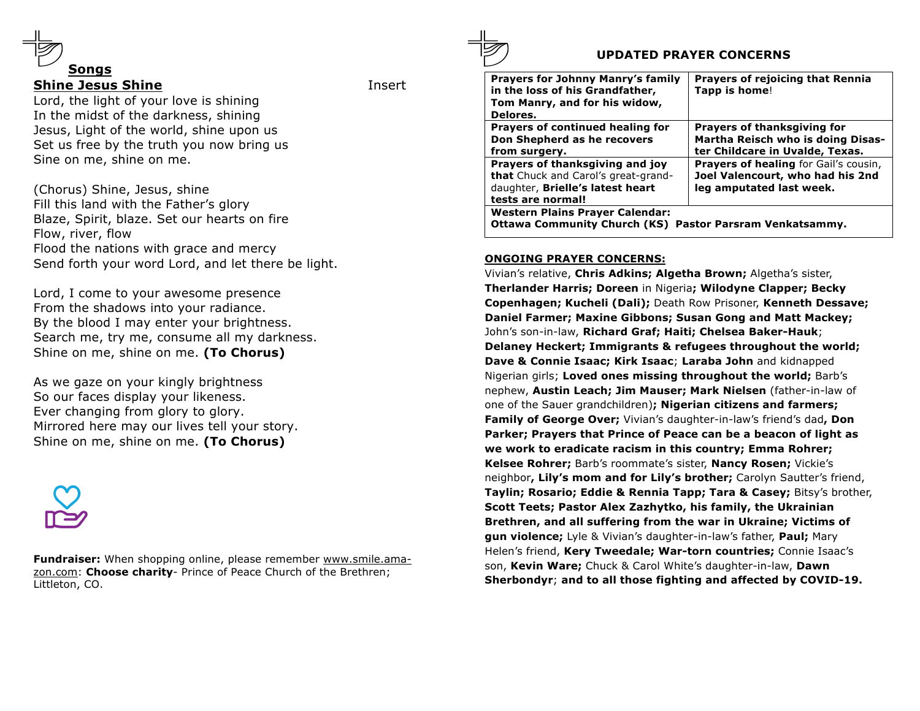## Songs

**Shine Jesus Shine** Insert

Lord, the light of your love is shining
In the midst of the darkness, shining
Jesus, Light of the world, shine upon us
Set us free by the truth you now bring us
Sine on me, shine on me.

(Chorus) Shine, Jesus, shine
Fill this land with the Father's glory
Blaze, Spirit, blaze. Set our hearts on fire
Flow, river, flow
Flood the nations with grace and mercy
Send forth your word Lord, and let there be light.

Lord, I come to your awesome presence
From the shadows into your radiance.
By the blood I may enter your brightness.
Search me, try me, consume all my darkness.
Shine on me, shine on me. **(To Chorus)**

As we gaze on your kingly brightness
So our faces display your likeness.
Ever changing from glory to glory.
Mirrored here may our lives tell your story.
Shine on me, shine on me. **(To Chorus)**

**Fundraiser:** When shopping online, please remember www.smile.amazon.com: **Choose charity**- Prince of Peace Church of the Brethren; Littleton, CO.

## UPDATED PRAYER CONCERNS

| | |
|---|---|
| **Prayers for Johnny Manry's family in the loss of his Grandfather, Tom Manry, and for his widow, Delores.** | **Prayers of rejoicing that Rennia Tapp is home**! |
| **Prayers of continued healing for Don Shepherd as he recovers from surgery.** | **Prayers of thanksgiving for Martha Reisch who is doing Disaster Childcare in Uvalde, Texas.** |
| **Prayers of thanksgiving and joy that** Chuck and Carol's great-granddaughter, **Brielle's latest heart tests are normal!** | **Prayers of healing** for Gail's cousin, **Joel Valencourt, who had his 2nd leg amputated last week.** |
| **Western Plains Prayer Calendar: Ottawa Community Church (KS) Pastor Parsram Venkatsammy.** | |

**ONGOING PRAYER CONCERNS:**

Vivian's relative, **Chris Adkins; Algetha Brown;** Algetha's sister, **Therlander Harris; Doreen** in Nigeria**; Wilodyne Clapper; Becky Copenhagen; Kucheli (Dali);** Death Row Prisoner, **Kenneth Dessave; Daniel Farmer; Maxine Gibbons; Susan Gong and Matt Mackey;** John's son-in-law, **Richard Graf; Haiti; Chelsea Baker-Hauk**; **Delaney Heckert; Immigrants & refugees throughout the world; Dave & Connie Isaac; Kirk Isaac**; **Laraba John** and kidnapped Nigerian girls; **Loved ones missing throughout the world;** Barb's nephew, **Austin Leach; Jim Mauser; Mark Nielsen** (father-in-law of one of the Sauer grandchildren)**; Nigerian citizens and farmers; Family of George Over;** Vivian's daughter-in-law's friend's dad**, Don Parker; Prayers that Prince of Peace can be a beacon of light as we work to eradicate racism in this country; Emma Rohrer; Kelsee Rohrer;** Barb's roommate's sister, **Nancy Rosen;** Vickie's neighbor**, Lily's mom and for Lily's brother;** Carolyn Sautter's friend, **Taylin; Rosario; Eddie & Rennia Tapp; Tara & Casey;** Bitsy's brother, **Scott Teets; Pastor Alex Zazhytko, his family, the Ukrainian Brethren, and all suffering from the war in Ukraine; Victims of gun violence;** Lyle & Vivian's daughter-in-law's father, **Paul;** Mary Helen's friend, **Kery Tweedale; War-torn countries;** Connie Isaac's son, **Kevin Ware;** Chuck & Carol White's daughter-in-law, **Dawn Sherbondyr**; **and to all those fighting and affected by COVID-19.**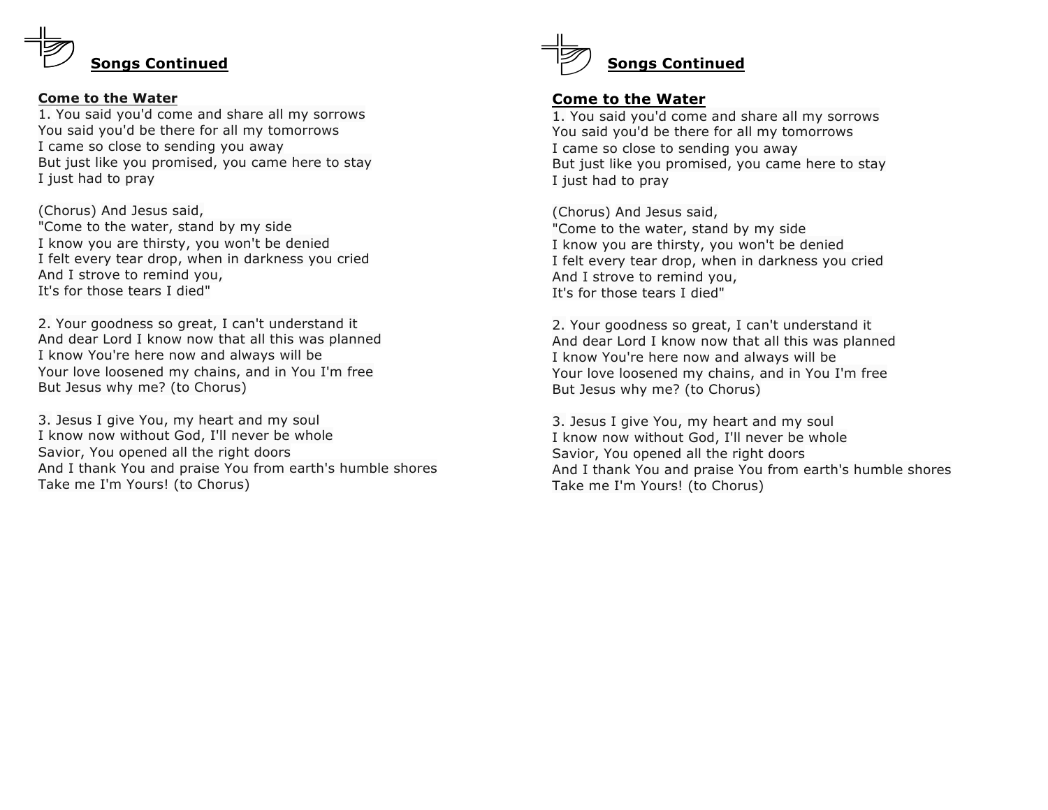## Songs Continued

**Come to the Water**

1. You said you'd come and share all my sorrows
You said you'd be there for all my tomorrows
I came so close to sending you away
But just like you promised, you came here to stay
I just had to pray

(Chorus) And Jesus said,
"Come to the water, stand by my side
I know you are thirsty, you won't be denied
I felt every tear drop, when in darkness you cried
And I strove to remind you,
It's for those tears I died"

2. Your goodness so great, I can't understand it
And dear Lord I know now that all this was planned
I know You're here now and always will be
Your love loosened my chains, and in You I'm free
But Jesus why me? (to Chorus)

3. Jesus I give You, my heart and my soul
I know now without God, I'll never be whole
Savior, You opened all the right doors
And I thank You and praise You from earth's humble shores
Take me I'm Yours! (to Chorus)

## Songs Continued

**Come to the Water**

1. You said you'd come and share all my sorrows
You said you'd be there for all my tomorrows
I came so close to sending you away
But just like you promised, you came here to stay
I just had to pray

(Chorus) And Jesus said,
"Come to the water, stand by my side
I know you are thirsty, you won't be denied
I felt every tear drop, when in darkness you cried
And I strove to remind you,
It's for those tears I died"

2. Your goodness so great, I can't understand it
And dear Lord I know now that all this was planned
I know You're here now and always will be
Your love loosened my chains, and in You I'm free
But Jesus why me? (to Chorus)

3. Jesus I give You, my heart and my soul
I know now without God, I'll never be whole
Savior, You opened all the right doors
And I thank You and praise You from earth's humble shores
Take me I'm Yours! (to Chorus)